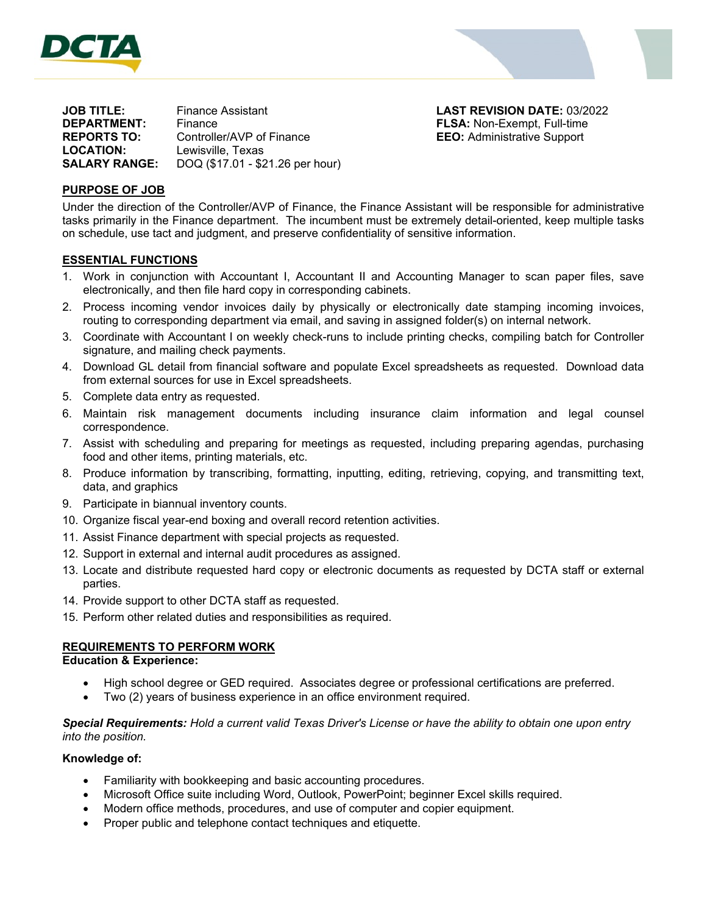**DCTA**

**JOB TITLE:** Finance Assistant
**DEPARTMENT:** Finance
**REPORTS TO:** Controller/AVP of Finance
**LOCATION:** Lewisville, Texas
**SALARY RANGE:** DOQ ($17.01 - $21.26 per hour)

**LAST REVISION DATE:** 03/2022
**FLSA:** Non-Exempt, Full-time
**EEO:** Administrative Support

## PURPOSE OF JOB

Under the direction of the Controller/AVP of Finance, the Finance Assistant will be responsible for administrative tasks primarily in the Finance department. The incumbent must be extremely detail-oriented, keep multiple tasks on schedule, use tact and judgment, and preserve confidentiality of sensitive information.

## ESSENTIAL FUNCTIONS

1. Work in conjunction with Accountant I, Accountant II and Accounting Manager to scan paper files, save electronically, and then file hard copy in corresponding cabinets.
2. Process incoming vendor invoices daily by physically or electronically date stamping incoming invoices, routing to corresponding department via email, and saving in assigned folder(s) on internal network.
3. Coordinate with Accountant I on weekly check-runs to include printing checks, compiling batch for Controller signature, and mailing check payments.
4. Download GL detail from financial software and populate Excel spreadsheets as requested. Download data from external sources for use in Excel spreadsheets.
5. Complete data entry as requested.
6. Maintain risk management documents including insurance claim information and legal counsel correspondence.
7. Assist with scheduling and preparing for meetings as requested, including preparing agendas, purchasing food and other items, printing materials, etc.
8. Produce information by transcribing, formatting, inputting, editing, retrieving, copying, and transmitting text, data, and graphics
9. Participate in biannual inventory counts.
10. Organize fiscal year-end boxing and overall record retention activities.
11. Assist Finance department with special projects as requested.
12. Support in external and internal audit procedures as assigned.
13. Locate and distribute requested hard copy or electronic documents as requested by DCTA staff or external parties.
14. Provide support to other DCTA staff as requested.
15. Perform other related duties and responsibilities as required.

## REQUIREMENTS TO PERFORM WORK

**Education & Experience:**

- High school degree or GED required. Associates degree or professional certifications are preferred.
- Two (2) years of business experience in an office environment required.

***Special Requirements:*** *Hold a current valid Texas Driver's License or have the ability to obtain one upon entry into the position.*

**Knowledge of:**

- Familiarity with bookkeeping and basic accounting procedures.
- Microsoft Office suite including Word, Outlook, PowerPoint; beginner Excel skills required.
- Modern office methods, procedures, and use of computer and copier equipment.
- Proper public and telephone contact techniques and etiquette.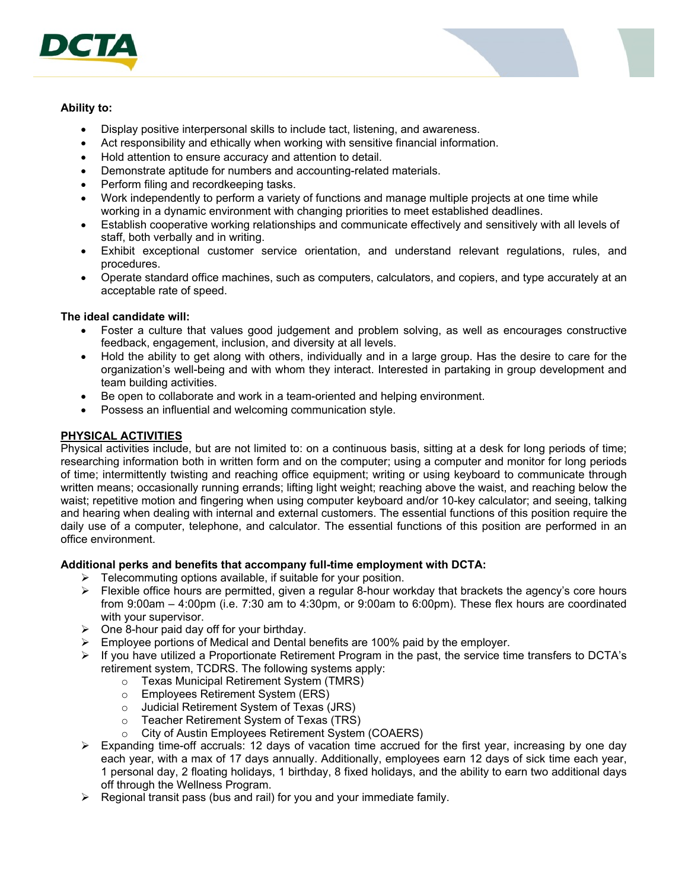**Ability to:**

- Display positive interpersonal skills to include tact, listening, and awareness.
- Act responsibility and ethically when working with sensitive financial information.
- Hold attention to ensure accuracy and attention to detail.
- Demonstrate aptitude for numbers and accounting-related materials.
- Perform filing and recordkeeping tasks.
- Work independently to perform a variety of functions and manage multiple projects at one time while working in a dynamic environment with changing priorities to meet established deadlines.
- Establish cooperative working relationships and communicate effectively and sensitively with all levels of staff, both verbally and in writing.
- Exhibit exceptional customer service orientation, and understand relevant regulations, rules, and procedures.
- Operate standard office machines, such as computers, calculators, and copiers, and type accurately at an acceptable rate of speed.

**The ideal candidate will:**

- Foster a culture that values good judgement and problem solving, as well as encourages constructive feedback, engagement, inclusion, and diversity at all levels.
- Hold the ability to get along with others, individually and in a large group. Has the desire to care for the organization's well-being and with whom they interact. Interested in partaking in group development and team building activities.
- Be open to collaborate and work in a team-oriented and helping environment.
- Possess an influential and welcoming communication style.

**PHYSICAL ACTIVITIES**

Physical activities include, but are not limited to: on a continuous basis, sitting at a desk for long periods of time; researching information both in written form and on the computer; using a computer and monitor for long periods of time; intermittently twisting and reaching office equipment; writing or using keyboard to communicate through written means; occasionally running errands; lifting light weight; reaching above the waist, and reaching below the waist; repetitive motion and fingering when using computer keyboard and/or 10-key calculator; and seeing, talking and hearing when dealing with internal and external customers. The essential functions of this position require the daily use of a computer, telephone, and calculator. The essential functions of this position are performed in an office environment.

**Additional perks and benefits that accompany full-time employment with DCTA:**

- Telecommuting options available, if suitable for your position.
- Flexible office hours are permitted, given a regular 8-hour workday that brackets the agency's core hours from 9:00am – 4:00pm (i.e. 7:30 am to 4:30pm, or 9:00am to 6:00pm). These flex hours are coordinated with your supervisor.
- One 8-hour paid day off for your birthday.
- Employee portions of Medical and Dental benefits are 100% paid by the employer.
- If you have utilized a Proportionate Retirement Program in the past, the service time transfers to DCTA's retirement system, TCDRS. The following systems apply:
  - Texas Municipal Retirement System (TMRS)
  - Employees Retirement System (ERS)
  - Judicial Retirement System of Texas (JRS)
  - Teacher Retirement System of Texas (TRS)
  - City of Austin Employees Retirement System (COAERS)
- Expanding time-off accruals: 12 days of vacation time accrued for the first year, increasing by one day each year, with a max of 17 days annually. Additionally, employees earn 12 days of sick time each year, 1 personal day, 2 floating holidays, 1 birthday, 8 fixed holidays, and the ability to earn two additional days off through the Wellness Program.
- Regional transit pass (bus and rail) for you and your immediate family.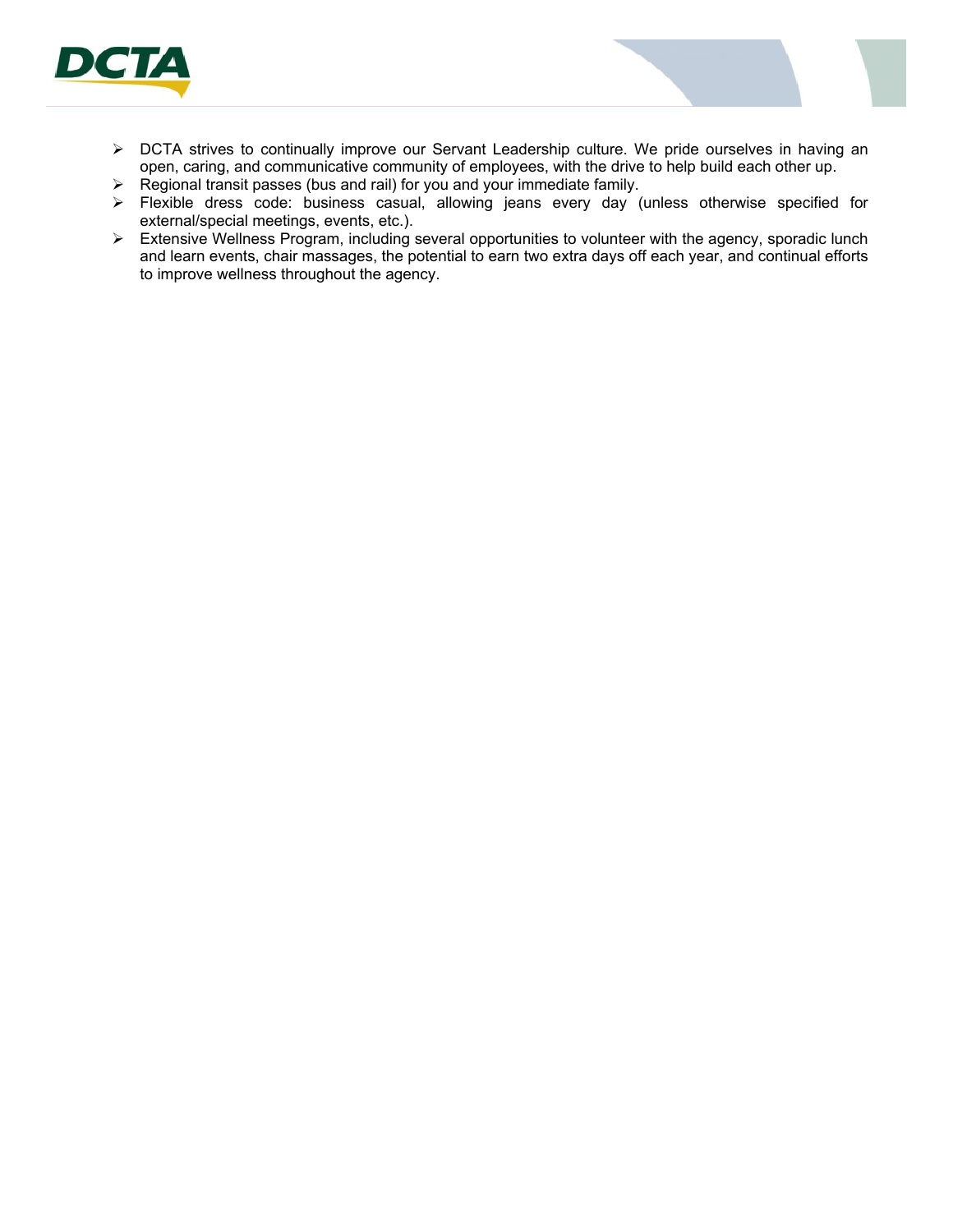- DCTA strives to continually improve our Servant Leadership culture. We pride ourselves in having an open, caring, and communicative community of employees, with the drive to help build each other up.
- Regional transit passes (bus and rail) for you and your immediate family.
- Flexible dress code: business casual, allowing jeans every day (unless otherwise specified for external/special meetings, events, etc.).
- Extensive Wellness Program, including several opportunities to volunteer with the agency, sporadic lunch and learn events, chair massages, the potential to earn two extra days off each year, and continual efforts to improve wellness throughout the agency.